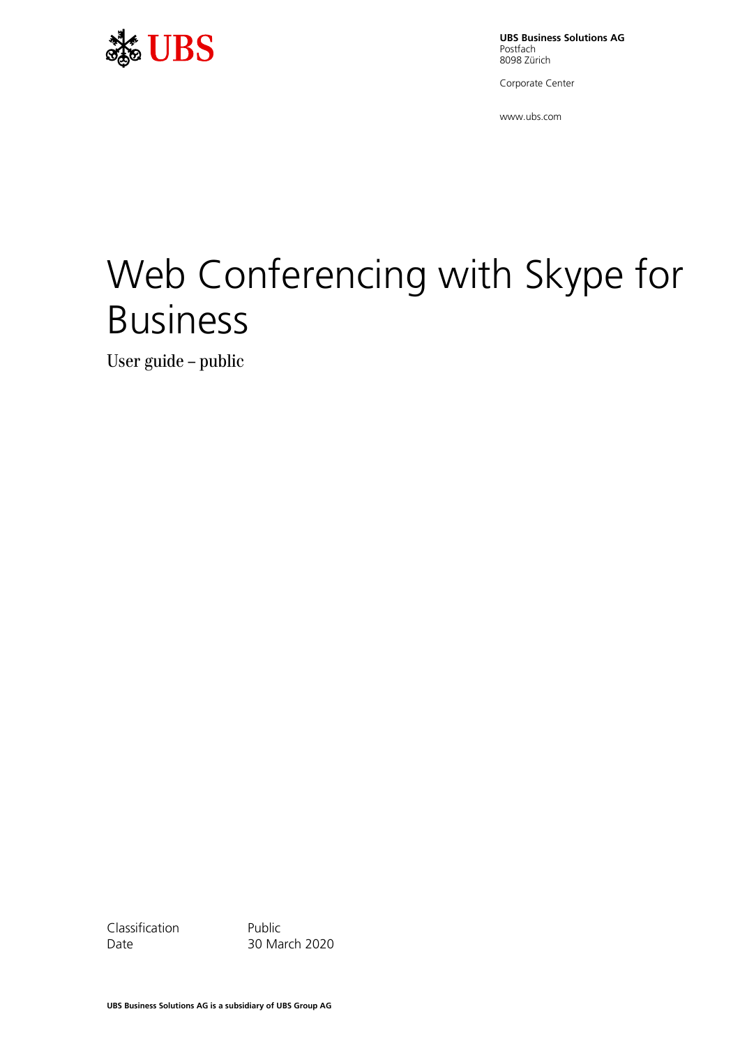**UBS Business Solutions AG**
Postfach
8098 Zürich

Corporate Center

www.ubs.com

# Web Conferencing with Skype for Business

User guide – public

| Classification | Public |
|---|---|
| Date | 30 March 2020 |

**UBS Business Solutions AG is a subsidiary of UBS Group AG**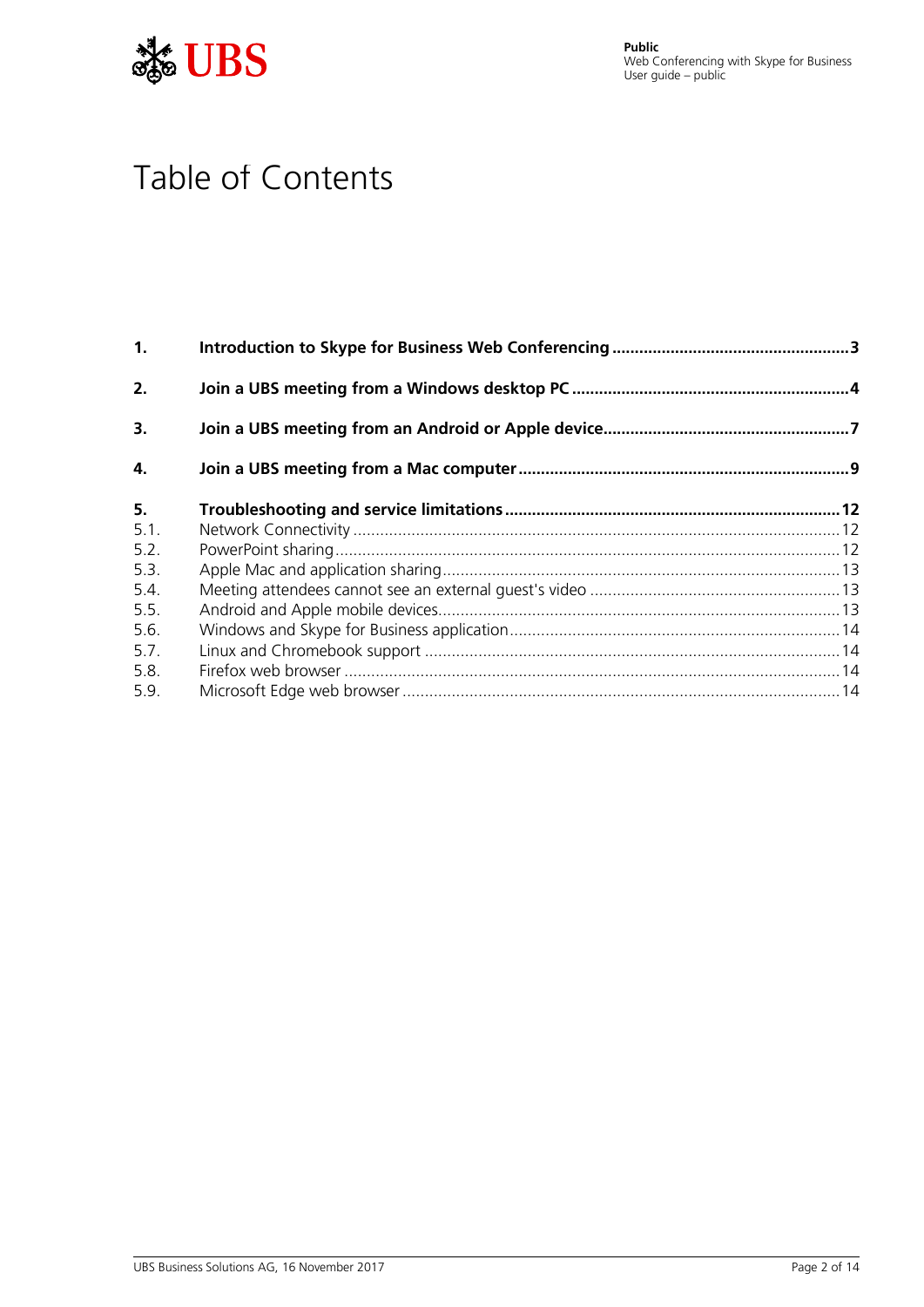# Table of Contents

**1. Introduction to Skype for Business Web Conferencing ..... 3**

**2. Join a UBS meeting from a Windows desktop PC ..... 4**

**3. Join a UBS meeting from an Android or Apple device ..... 7**

**4. Join a UBS meeting from a Mac computer ..... 9**

**5. Troubleshooting and service limitations ..... 12**

5.1. Network Connectivity ..... 12
5.2. PowerPoint sharing ..... 12
5.3. Apple Mac and application sharing ..... 13
5.4. Meeting attendees cannot see an external guest's video ..... 13
5.5. Android and Apple mobile devices ..... 13
5.6. Windows and Skype for Business application ..... 14
5.7. Linux and Chromebook support ..... 14
5.8. Firefox web browser ..... 14
5.9. Microsoft Edge web browser ..... 14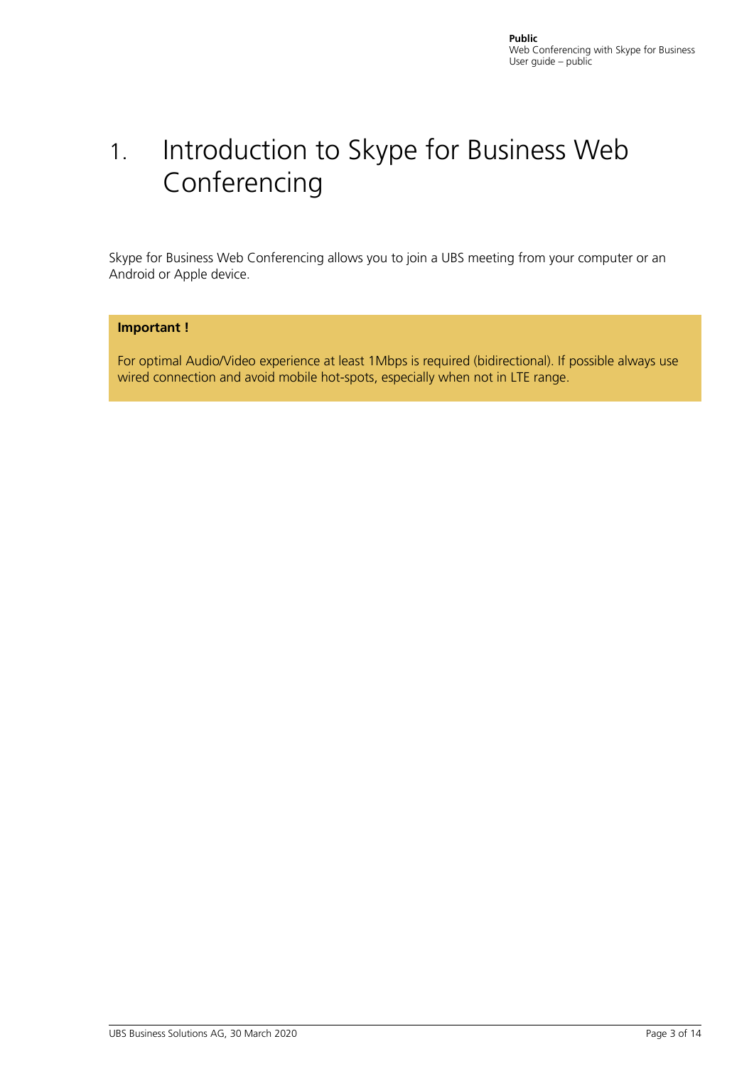# 1. Introduction to Skype for Business Web Conferencing

Skype for Business Web Conferencing allows you to join a UBS meeting from your computer or an Android or Apple device.

**Important !**

For optimal Audio/Video experience at least 1Mbps is required (bidirectional). If possible always use wired connection and avoid mobile hot-spots, especially when not in LTE range.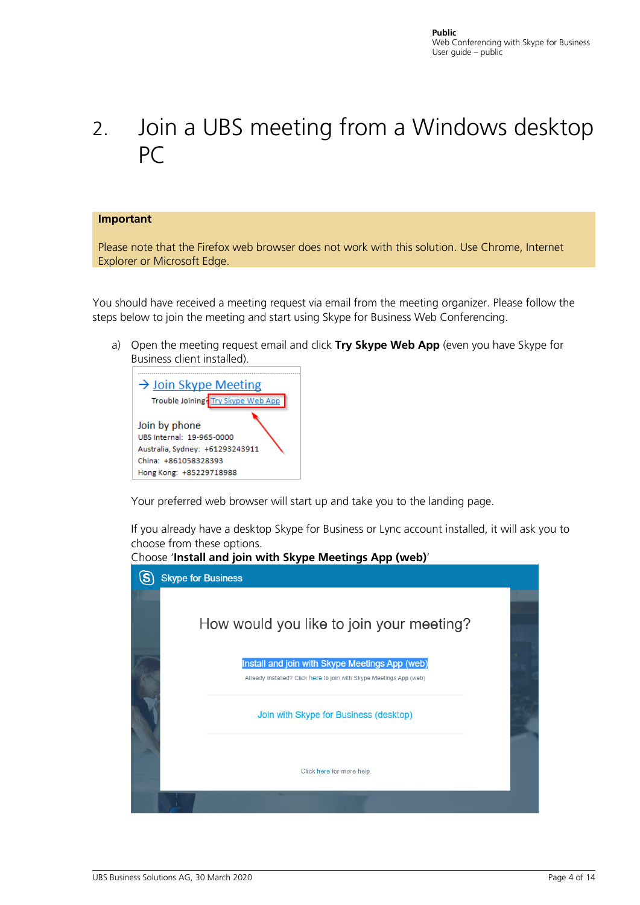# 2. Join a UBS meeting from a Windows desktop PC

**Important**

Please note that the Firefox web browser does not work with this solution. Use Chrome, Internet Explorer or Microsoft Edge.

You should have received a meeting request via email from the meeting organizer. Please follow the steps below to join the meeting and start using Skype for Business Web Conferencing.

a) Open the meeting request email and click **Try Skype Web App** (even you have Skype for Business client installed).

→ Join Skype Meeting
Trouble Joining? Try Skype Web App

Join by phone
UBS Internal: 19-965-0000
Australia, Sydney: +61293243911
China: +861058328393
Hong Kong: +85229718988

Your preferred web browser will start up and take you to the landing page.

If you already have a desktop Skype for Business or Lync account installed, it will ask you to choose from these options.
Choose '**Install and join with Skype Meetings App (web)**'

Skype for Business

How would you like to join your meeting?

Install and join with Skype Meetings App (web)
Already Installed? Click here to join with Skype Meetings App (web)

Join with Skype for Business (desktop)

Click here for more help.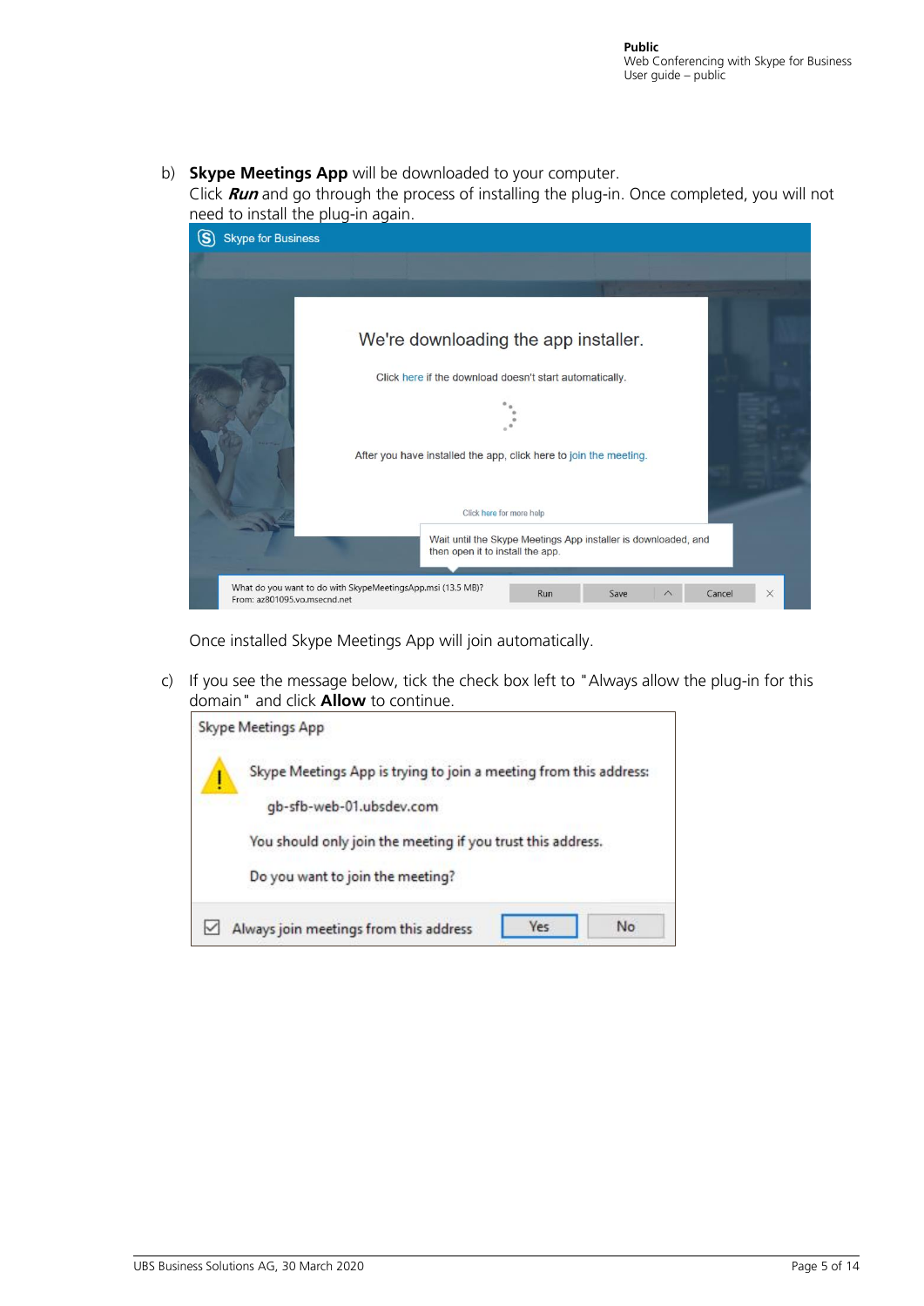b) **Skype Meetings App** will be downloaded to your computer.
Click ***Run*** and go through the process of installing the plug-in. Once completed, you will not need to install the plug-in again.

Once installed Skype Meetings App will join automatically.

c) If you see the message below, tick the check box left to "Always allow the plug-in for this domain" and click **Allow** to continue.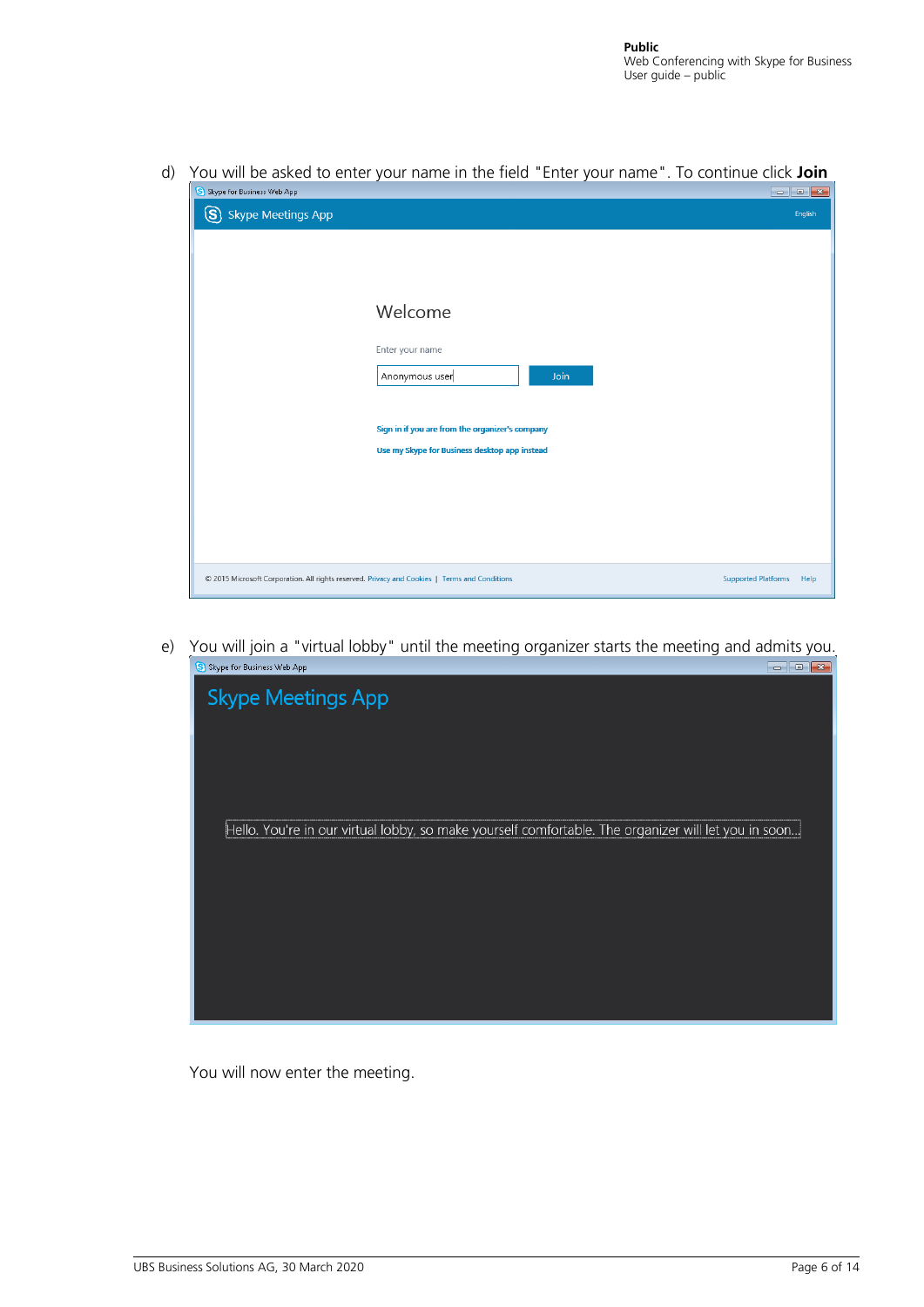d) You will be asked to enter your name in the field "Enter your name". To continue click **Join**

e) You will join a "virtual lobby" until the meeting organizer starts the meeting and admits you.

You will now enter the meeting.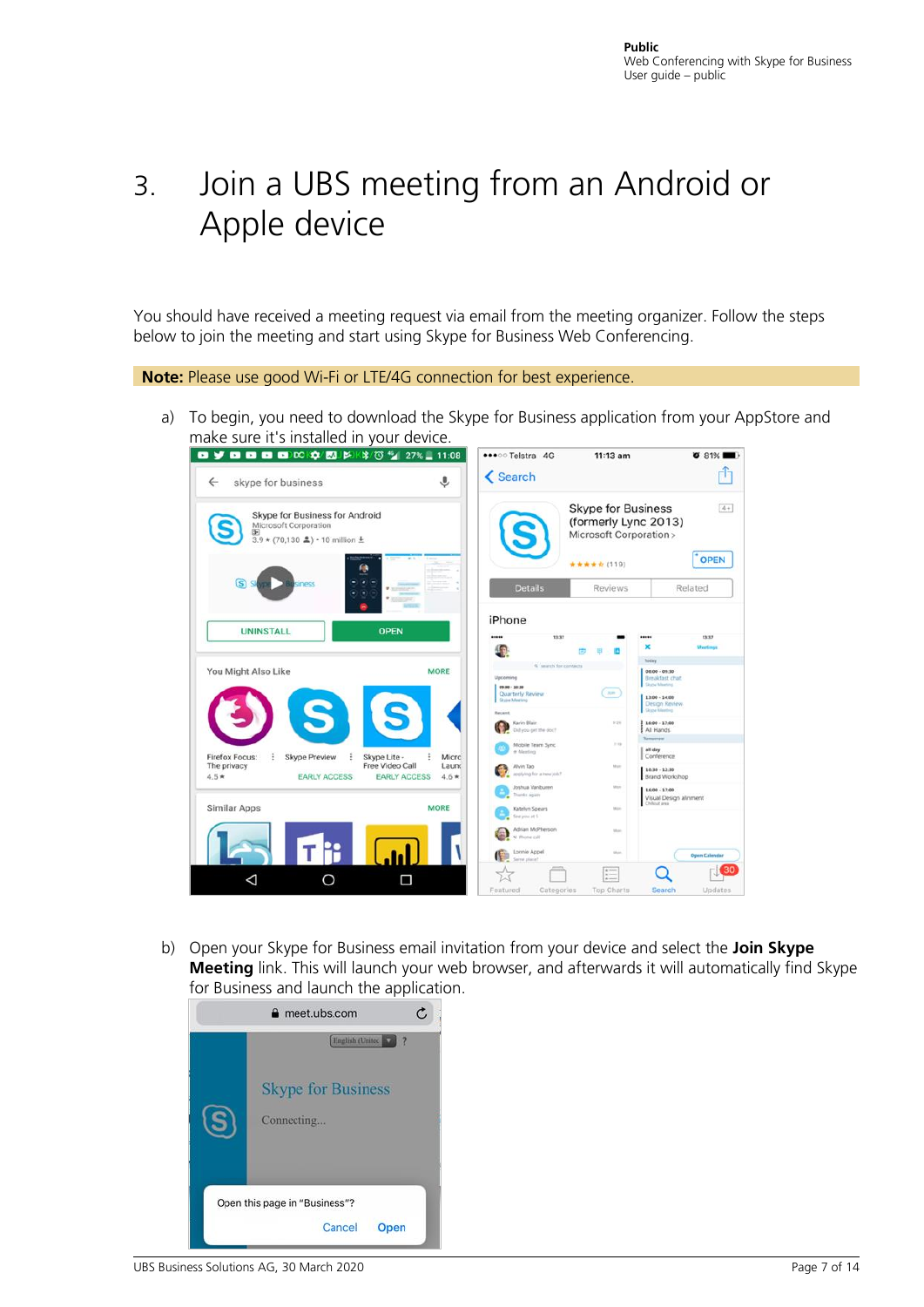# 3. Join a UBS meeting from an Android or Apple device

You should have received a meeting request via email from the meeting organizer. Follow the steps below to join the meeting and start using Skype for Business Web Conferencing.

**Note:** Please use good Wi-Fi or LTE/4G connection for best experience.

a) To begin, you need to download the Skype for Business application from your AppStore and make sure it's installed in your device.

b) Open your Skype for Business email invitation from your device and select the **Join Skype Meeting** link. This will launch your web browser, and afterwards it will automatically find Skype for Business and launch the application.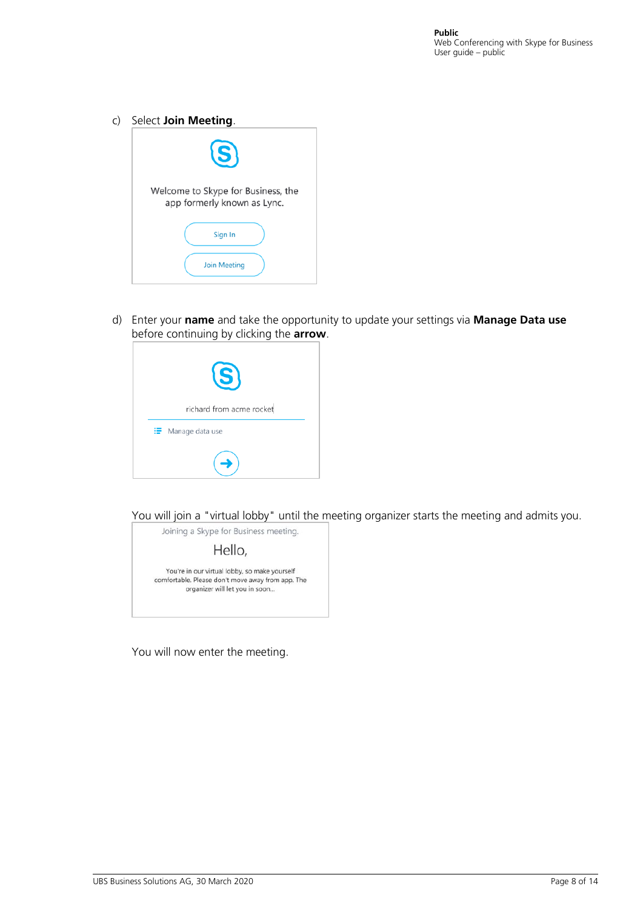c) Select **Join Meeting**.

Welcome to Skype for Business, the app formerly known as Lync.

Sign In

Join Meeting

d) Enter your **name** and take the opportunity to update your settings via **Manage Data use** before continuing by clicking the **arrow**.

richard from acme rocket

Manage data use

You will join a "virtual lobby" until the meeting organizer starts the meeting and admits you.

Joining a Skype for Business meeting.

Hello,

You're in our virtual lobby, so make yourself comfortable. Please don't move away from app. The organizer will let you in soon...

You will now enter the meeting.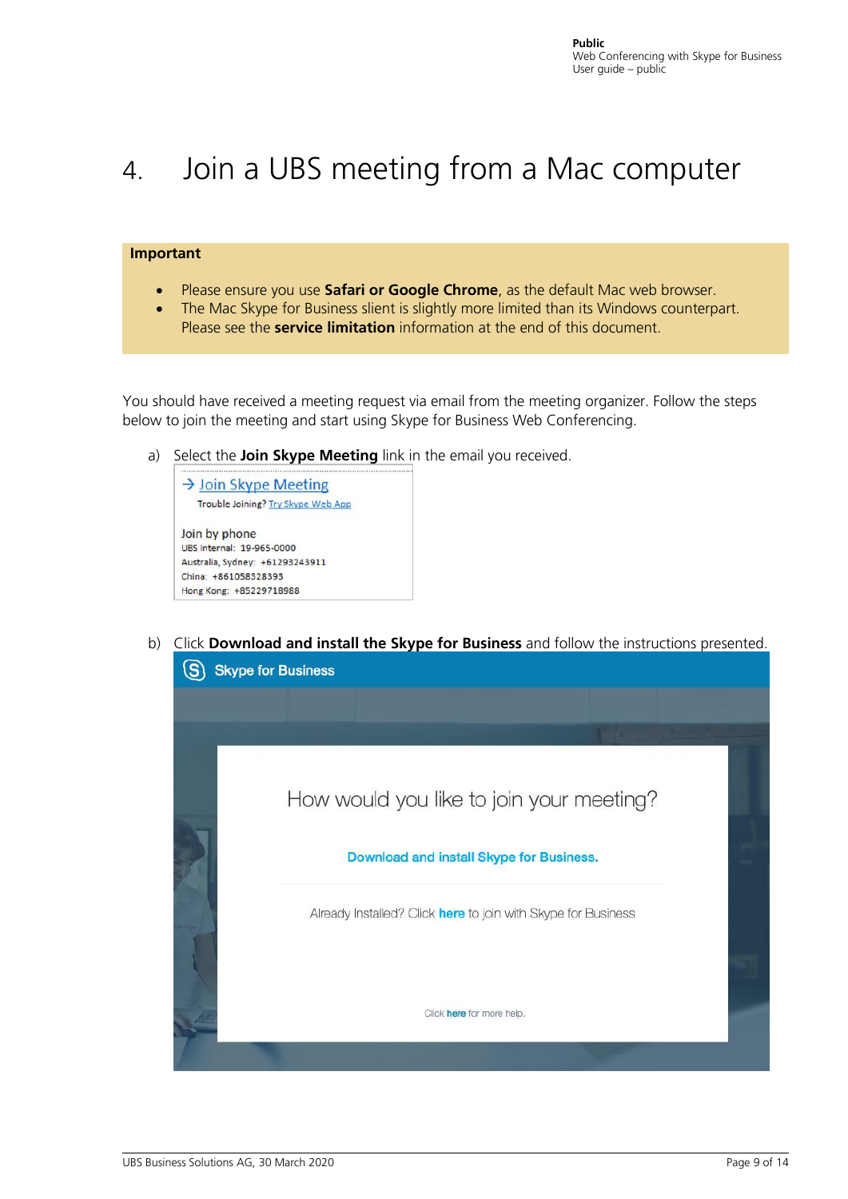# 4. Join a UBS meeting from a Mac computer

**Important**

- Please ensure you use **Safari or Google Chrome**, as the default Mac web browser.
- The Mac Skype for Business slient is slightly more limited than its Windows counterpart. Please see the **service limitation** information at the end of this document.

You should have received a meeting request via email from the meeting organizer. Follow the steps below to join the meeting and start using Skype for Business Web Conferencing.

a) Select the **Join Skype Meeting** link in the email you received.

→ Join Skype Meeting
Trouble Joining? Try Skype Web App

Join by phone
UBS Internal: 19-965-0000
Australia, Sydney: +61293243911
China: +861058328393
Hong Kong: +85229718988

b) Click **Download and install the Skype for Business** and follow the instructions presented.

Skype for Business

How would you like to join your meeting?

Download and install Skype for Business.

Already Installed? Click here to join with Skype for Business

Click here for more help.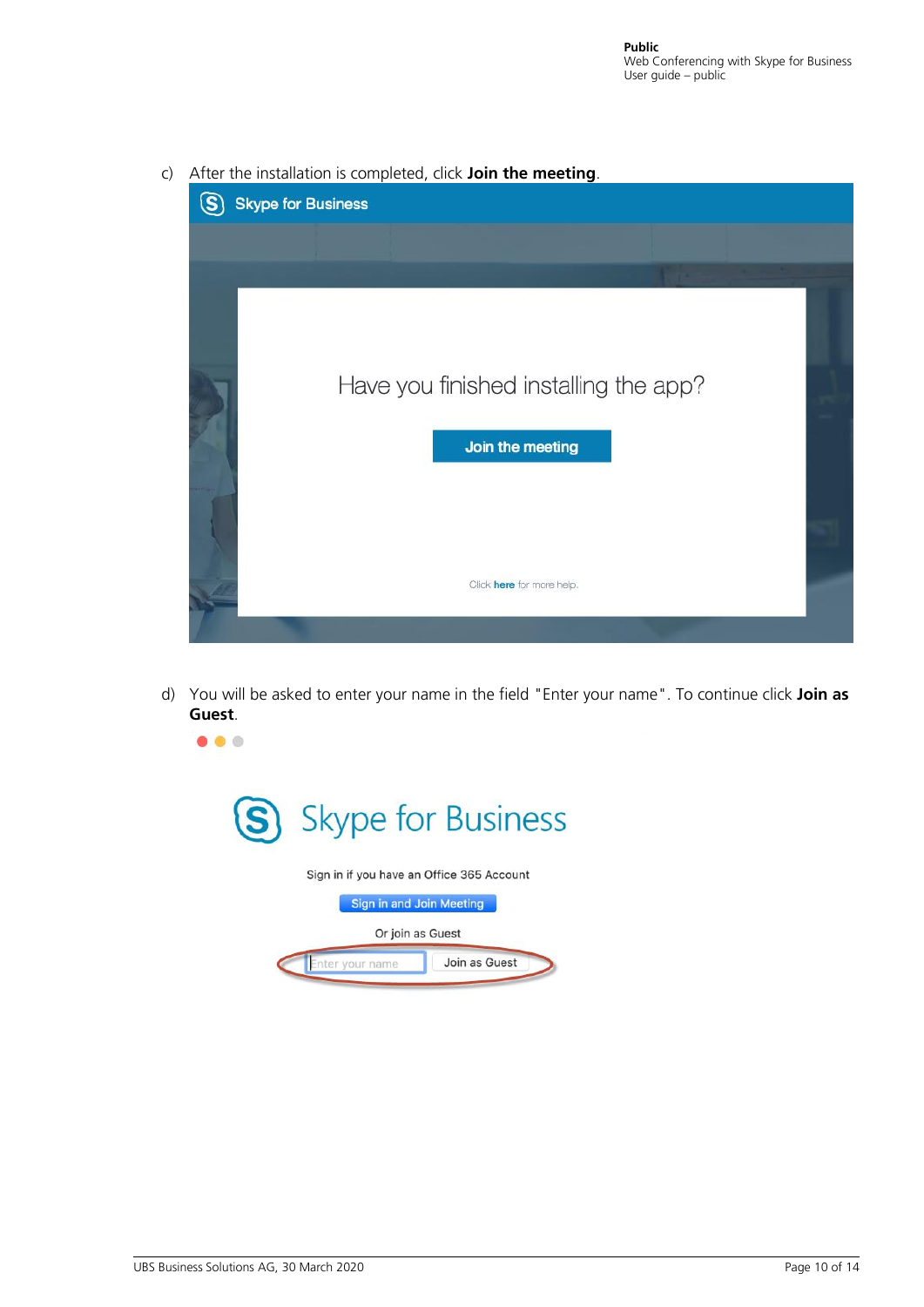c) After the installation is completed, click **Join the meeting**.

d) You will be asked to enter your name in the field "Enter your name". To continue click **Join as Guest**.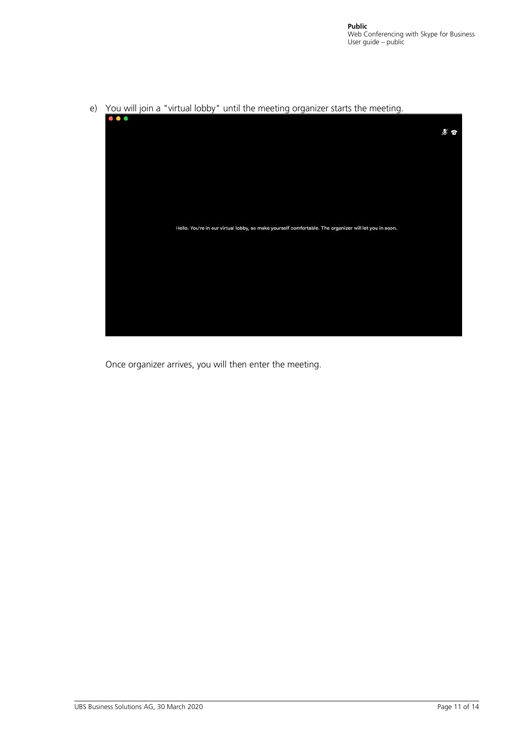e) You will join a "virtual lobby" until the meeting organizer starts the meeting.

Hello. You're in our virtual lobby, so make yourself comfortable. The organizer will let you in soon.

Once organizer arrives, you will then enter the meeting.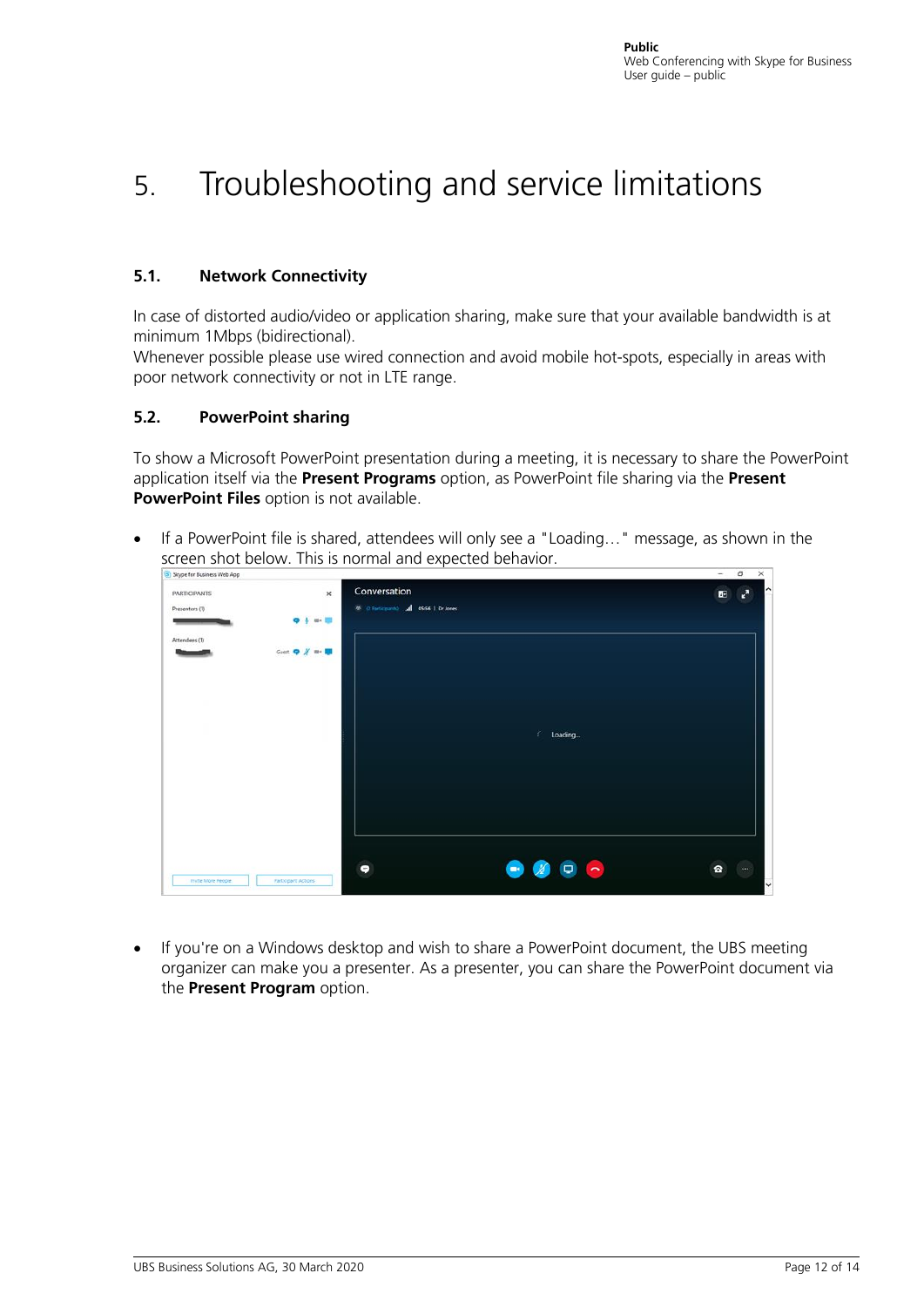# 5. Troubleshooting and service limitations

## 5.1. Network Connectivity

In case of distorted audio/video or application sharing, make sure that your available bandwidth is at minimum 1Mbps (bidirectional).
Whenever possible please use wired connection and avoid mobile hot-spots, especially in areas with poor network connectivity or not in LTE range.

## 5.2. PowerPoint sharing

To show a Microsoft PowerPoint presentation during a meeting, it is necessary to share the PowerPoint application itself via the **Present Programs** option, as PowerPoint file sharing via the **Present PowerPoint Files** option is not available.

- If a PowerPoint file is shared, attendees will only see a "Loading…" message, as shown in the screen shot below. This is normal and expected behavior.

- If you're on a Windows desktop and wish to share a PowerPoint document, the UBS meeting organizer can make you a presenter. As a presenter, you can share the PowerPoint document via the **Present Program** option.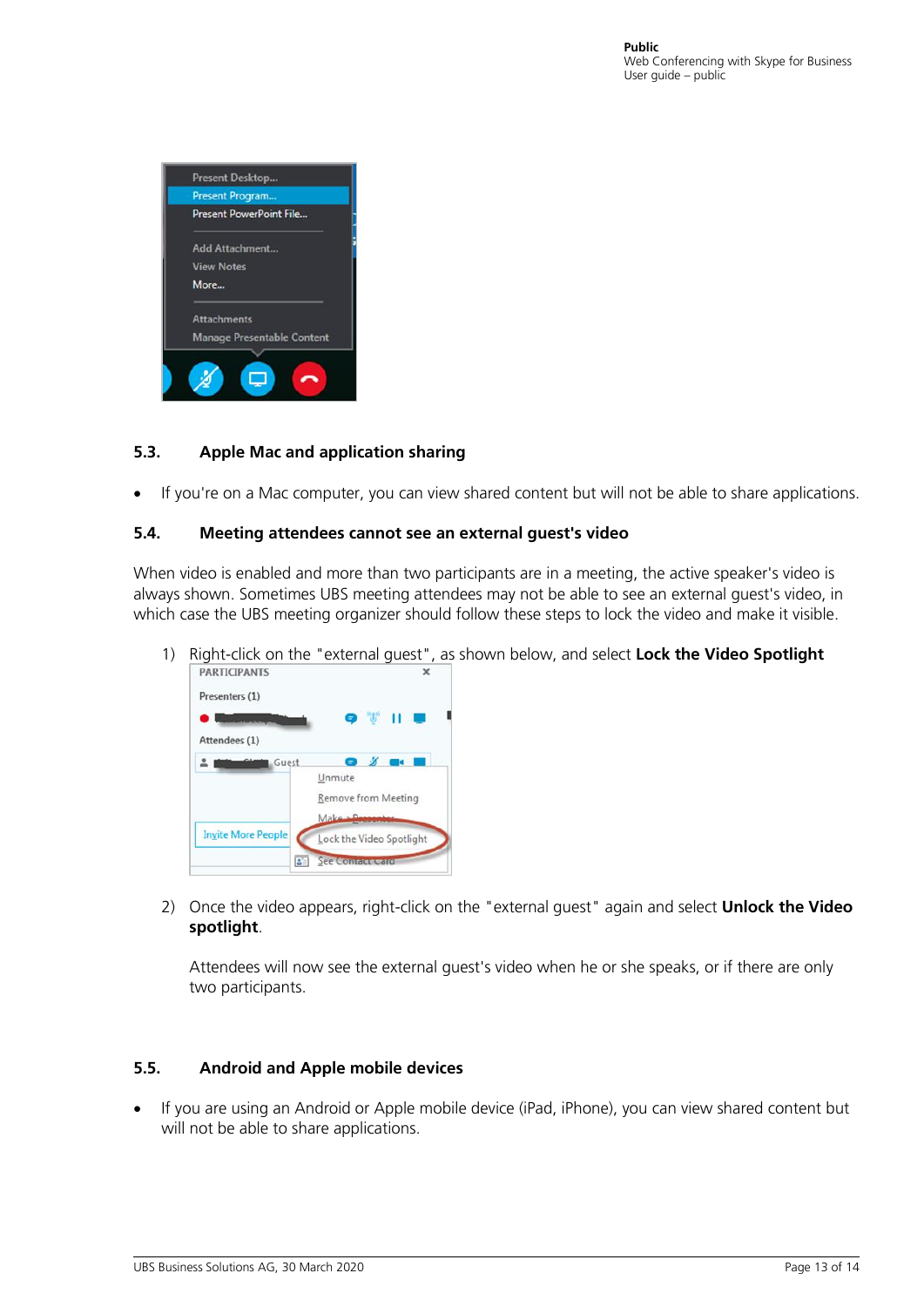## 5.3. Apple Mac and application sharing

- If you're on a Mac computer, you can view shared content but will not be able to share applications.

## 5.4. Meeting attendees cannot see an external guest's video

When video is enabled and more than two participants are in a meeting, the active speaker's video is always shown. Sometimes UBS meeting attendees may not be able to see an external guest's video, in which case the UBS meeting organizer should follow these steps to lock the video and make it visible.

1) Right-click on the "external guest", as shown below, and select **Lock the Video Spotlight**

2) Once the video appears, right-click on the "external guest" again and select **Unlock the Video spotlight**.

   Attendees will now see the external guest's video when he or she speaks, or if there are only two participants.

## 5.5. Android and Apple mobile devices

- If you are using an Android or Apple mobile device (iPad, iPhone), you can view shared content but will not be able to share applications.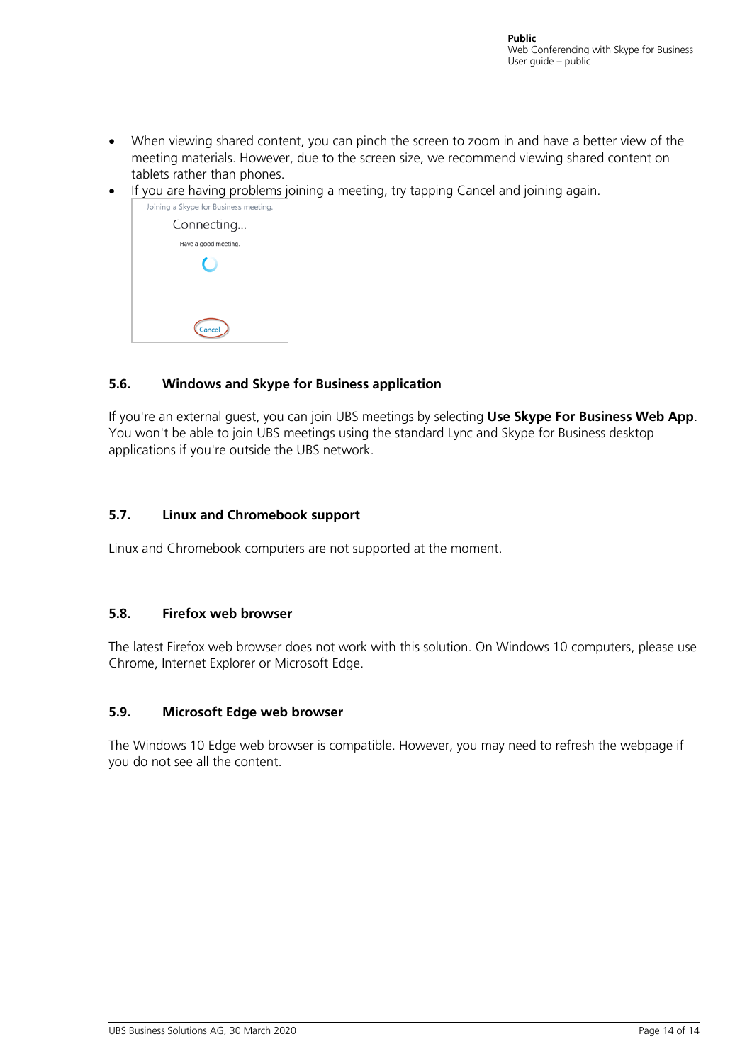- When viewing shared content, you can pinch the screen to zoom in and have a better view of the meeting materials. However, due to the screen size, we recommend viewing shared content on tablets rather than phones.
- If you are having problems joining a meeting, try tapping Cancel and joining again.

### 5.6. Windows and Skype for Business application

If you're an external guest, you can join UBS meetings by selecting **Use Skype For Business Web App**. You won't be able to join UBS meetings using the standard Lync and Skype for Business desktop applications if you're outside the UBS network.

### 5.7. Linux and Chromebook support

Linux and Chromebook computers are not supported at the moment.

### 5.8. Firefox web browser

The latest Firefox web browser does not work with this solution. On Windows 10 computers, please use Chrome, Internet Explorer or Microsoft Edge.

### 5.9. Microsoft Edge web browser

The Windows 10 Edge web browser is compatible. However, you may need to refresh the webpage if you do not see all the content.